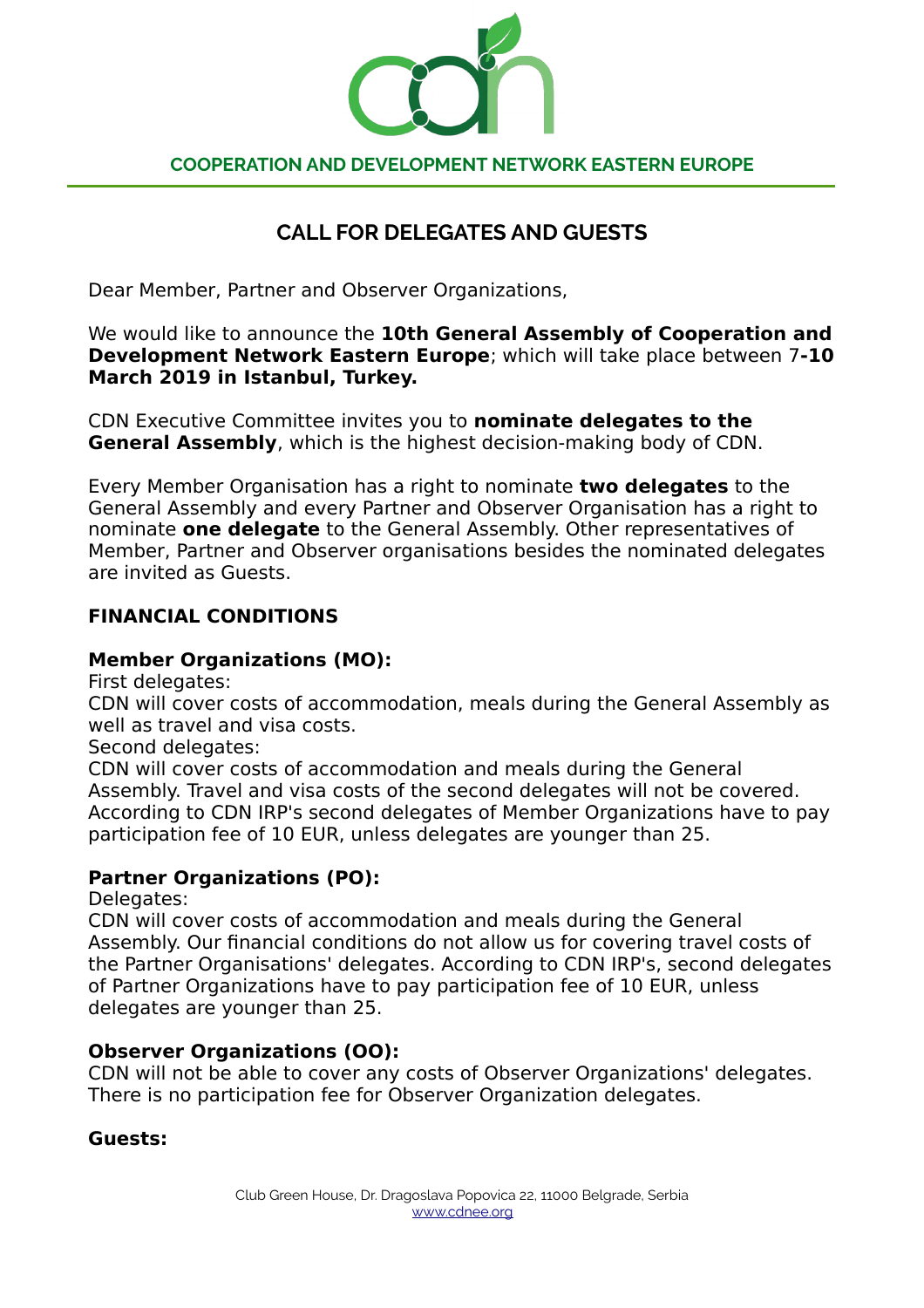COOPERATION AND DEVELOPMENT NETWORK EASTERN EUROPE

# CALL FOR DELEGATES AND GUESTS

Dear Member, Partner and Observer Organizations,

We would like to announce the **10th General Assembly of Cooperation and Development Network Eastern Europe**; which will take place between 7**-10 March 2019 in Istanbul, Turkey.**

CDN Executive Committee invites you to **nominate delegates to the General Assembly**, which is the highest decision-making body of CDN.

Every Member Organisation has a right to nominate **two delegates** to the General Assembly and every Partner and Observer Organisation has a right to nominate **one delegate** to the General Assembly. Other representatives of Member, Partner and Observer organisations besides the nominated delegates are invited as Guests.

## FINANCIAL CONDITIONS

### Member Organizations (MO):

First delegates:
CDN will cover costs of accommodation, meals during the General Assembly as well as travel and visa costs.
Second delegates:
CDN will cover costs of accommodation and meals during the General Assembly. Travel and visa costs of the second delegates will not be covered. According to CDN IRP's second delegates of Member Organizations have to pay participation fee of 10 EUR, unless delegates are younger than 25.

### Partner Organizations (PO):

Delegates:
CDN will cover costs of accommodation and meals during the General Assembly. Our financial conditions do not allow us for covering travel costs of the Partner Organisations' delegates. According to CDN IRP's, second delegates of Partner Organizations have to pay participation fee of 10 EUR, unless delegates are younger than 25.

### Observer Organizations (OO):

CDN will not be able to cover any costs of Observer Organizations' delegates. There is no participation fee for Observer Organization delegates.

### Guests: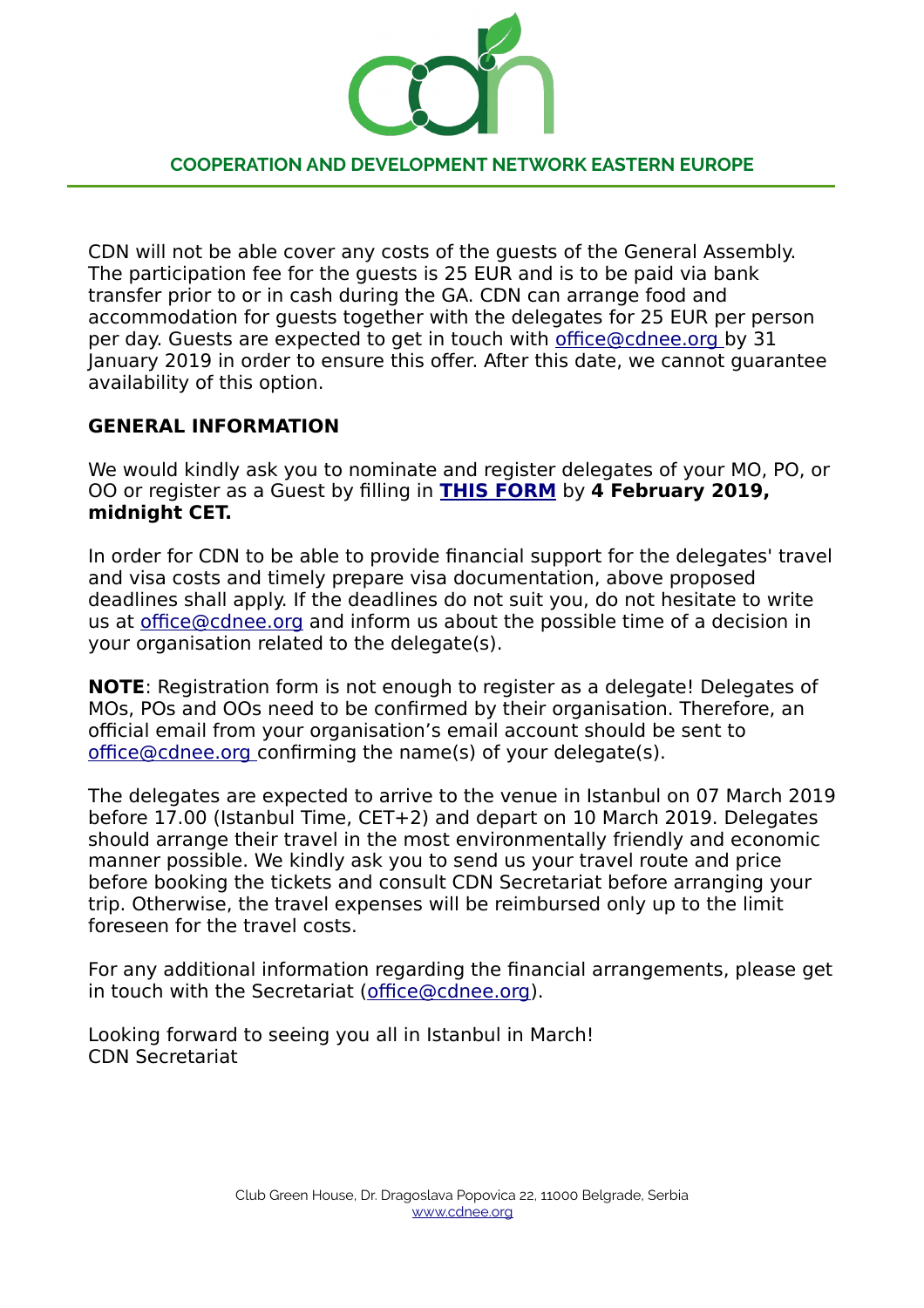CDN will not be able cover any costs of the guests of the General Assembly. The participation fee for the guests is 25 EUR and is to be paid via bank transfer prior to or in cash during the GA. CDN can arrange food and accommodation for guests together with the delegates for 25 EUR per person per day. Guests are expected to get in touch with office@cdnee.org by 31 January 2019 in order to ensure this offer. After this date, we cannot guarantee availability of this option.

## GENERAL INFORMATION

We would kindly ask you to nominate and register delegates of your MO, PO, or OO or register as a Guest by filling in **THIS FORM** by **4 February 2019, midnight CET.**

In order for CDN to be able to provide financial support for the delegates' travel and visa costs and timely prepare visa documentation, above proposed deadlines shall apply. If the deadlines do not suit you, do not hesitate to write us at office@cdnee.org and inform us about the possible time of a decision in your organisation related to the delegate(s).

**NOTE**: Registration form is not enough to register as a delegate! Delegates of MOs, POs and OOs need to be confirmed by their organisation. Therefore, an official email from your organisation's email account should be sent to office@cdnee.org confirming the name(s) of your delegate(s).

The delegates are expected to arrive to the venue in Istanbul on 07 March 2019 before 17.00 (Istanbul Time, CET+2) and depart on 10 March 2019. Delegates should arrange their travel in the most environmentally friendly and economic manner possible. We kindly ask you to send us your travel route and price before booking the tickets and consult CDN Secretariat before arranging your trip. Otherwise, the travel expenses will be reimbursed only up to the limit foreseen for the travel costs.

For any additional information regarding the financial arrangements, please get in touch with the Secretariat (office@cdnee.org).

Looking forward to seeing you all in Istanbul in March!
CDN Secretariat